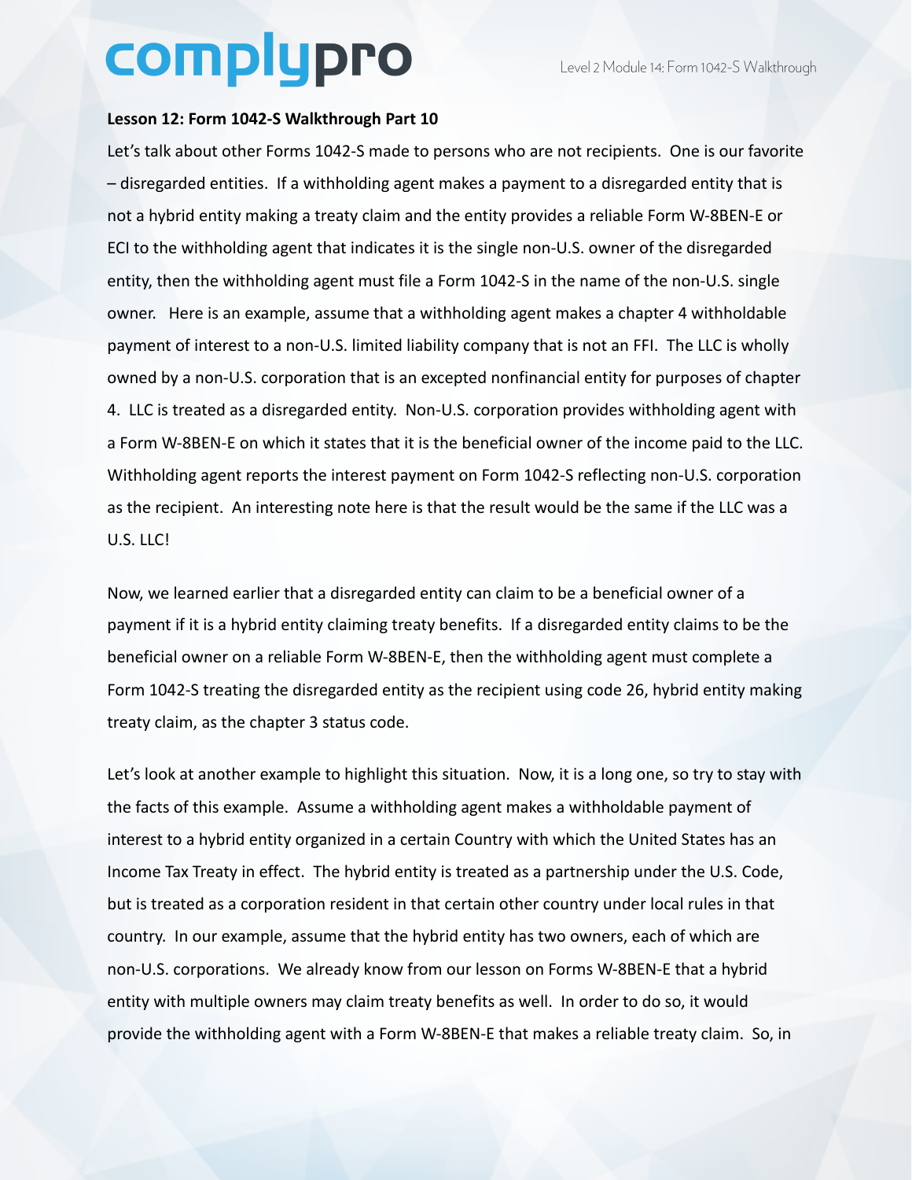**Lesson 12: Form 1042-S Walkthrough Part 10**

Let's talk about other Forms 1042-S made to persons who are not recipients. One is our favorite – disregarded entities. If a withholding agent makes a payment to a disregarded entity that is not a hybrid entity making a treaty claim and the entity provides a reliable Form W-8BEN-E or ECI to the withholding agent that indicates it is the single non-U.S. owner of the disregarded entity, then the withholding agent must file a Form 1042-S in the name of the non-U.S. single owner. Here is an example, assume that a withholding agent makes a chapter 4 withholdable payment of interest to a non-U.S. limited liability company that is not an FFI. The LLC is wholly owned by a non-U.S. corporation that is an excepted nonfinancial entity for purposes of chapter 4. LLC is treated as a disregarded entity. Non-U.S. corporation provides withholding agent with a Form W-8BEN-E on which it states that it is the beneficial owner of the income paid to the LLC. Withholding agent reports the interest payment on Form 1042-S reflecting non-U.S. corporation as the recipient. An interesting note here is that the result would be the same if the LLC was a U.S. LLC!

Now, we learned earlier that a disregarded entity can claim to be a beneficial owner of a payment if it is a hybrid entity claiming treaty benefits. If a disregarded entity claims to be the beneficial owner on a reliable Form W-8BEN-E, then the withholding agent must complete a Form 1042-S treating the disregarded entity as the recipient using code 26, hybrid entity making treaty claim, as the chapter 3 status code.

Let's look at another example to highlight this situation. Now, it is a long one, so try to stay with the facts of this example. Assume a withholding agent makes a withholdable payment of interest to a hybrid entity organized in a certain Country with which the United States has an Income Tax Treaty in effect. The hybrid entity is treated as a partnership under the U.S. Code, but is treated as a corporation resident in that certain other country under local rules in that country. In our example, assume that the hybrid entity has two owners, each of which are non-U.S. corporations. We already know from our lesson on Forms W-8BEN-E that a hybrid entity with multiple owners may claim treaty benefits as well. In order to do so, it would provide the withholding agent with a Form W-8BEN-E that makes a reliable treaty claim. So, in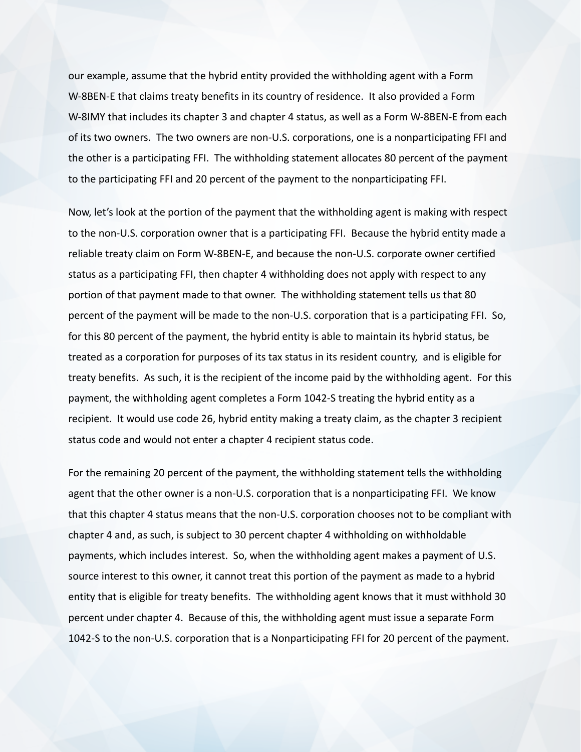our example, assume that the hybrid entity provided the withholding agent with a Form W-8BEN-E that claims treaty benefits in its country of residence. It also provided a Form W-8IMY that includes its chapter 3 and chapter 4 status, as well as a Form W-8BEN-E from each of its two owners. The two owners are non-U.S. corporations, one is a nonparticipating FFI and the other is a participating FFI. The withholding statement allocates 80 percent of the payment to the participating FFI and 20 percent of the payment to the nonparticipating FFI.

Now, let's look at the portion of the payment that the withholding agent is making with respect to the non-U.S. corporation owner that is a participating FFI. Because the hybrid entity made a reliable treaty claim on Form W-8BEN-E, and because the non-U.S. corporate owner certified status as a participating FFI, then chapter 4 withholding does not apply with respect to any portion of that payment made to that owner. The withholding statement tells us that 80 percent of the payment will be made to the non-U.S. corporation that is a participating FFI. So, for this 80 percent of the payment, the hybrid entity is able to maintain its hybrid status, be treated as a corporation for purposes of its tax status in its resident country, and is eligible for treaty benefits. As such, it is the recipient of the income paid by the withholding agent. For this payment, the withholding agent completes a Form 1042-S treating the hybrid entity as a recipient. It would use code 26, hybrid entity making a treaty claim, as the chapter 3 recipient status code and would not enter a chapter 4 recipient status code.

For the remaining 20 percent of the payment, the withholding statement tells the withholding agent that the other owner is a non-U.S. corporation that is a nonparticipating FFI. We know that this chapter 4 status means that the non-U.S. corporation chooses not to be compliant with chapter 4 and, as such, is subject to 30 percent chapter 4 withholding on withholdable payments, which includes interest. So, when the withholding agent makes a payment of U.S. source interest to this owner, it cannot treat this portion of the payment as made to a hybrid entity that is eligible for treaty benefits. The withholding agent knows that it must withhold 30 percent under chapter 4. Because of this, the withholding agent must issue a separate Form 1042-S to the non-U.S. corporation that is a Nonparticipating FFI for 20 percent of the payment.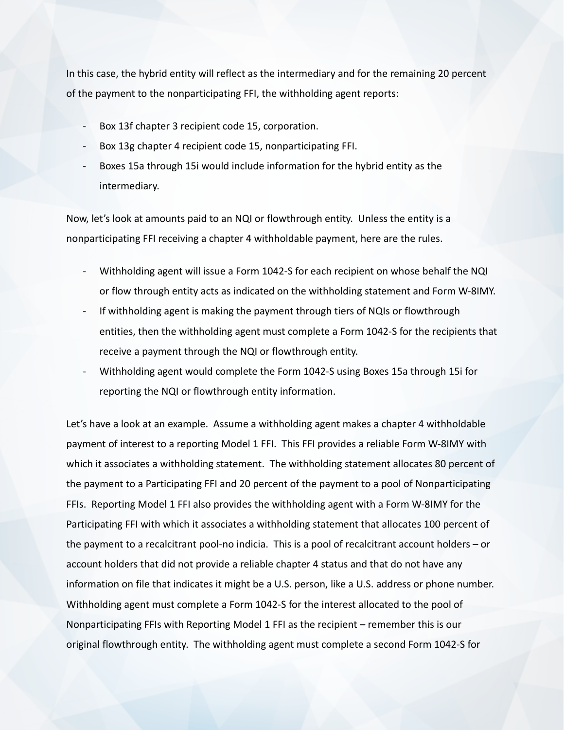In this case, the hybrid entity will reflect as the intermediary and for the remaining 20 percent of the payment to the nonparticipating FFI, the withholding agent reports:

- Box 13f chapter 3 recipient code 15, corporation.
- Box 13g chapter 4 recipient code 15, nonparticipating FFI.
- Boxes 15a through 15i would include information for the hybrid entity as the intermediary.

Now, let's look at amounts paid to an NQI or flowthrough entity. Unless the entity is a nonparticipating FFI receiving a chapter 4 withholdable payment, here are the rules.

- Withholding agent will issue a Form 1042-S for each recipient on whose behalf the NQI or flow through entity acts as indicated on the withholding statement and Form W-8IMY.
- If withholding agent is making the payment through tiers of NQIs or flowthrough entities, then the withholding agent must complete a Form 1042-S for the recipients that receive a payment through the NQI or flowthrough entity.
- Withholding agent would complete the Form 1042-S using Boxes 15a through 15i for reporting the NQI or flowthrough entity information.

Let's have a look at an example. Assume a withholding agent makes a chapter 4 withholdable payment of interest to a reporting Model 1 FFI. This FFI provides a reliable Form W-8IMY with which it associates a withholding statement. The withholding statement allocates 80 percent of the payment to a Participating FFI and 20 percent of the payment to a pool of Nonparticipating FFIs. Reporting Model 1 FFI also provides the withholding agent with a Form W-8IMY for the Participating FFI with which it associates a withholding statement that allocates 100 percent of the payment to a recalcitrant pool-no indicia. This is a pool of recalcitrant account holders – or account holders that did not provide a reliable chapter 4 status and that do not have any information on file that indicates it might be a U.S. person, like a U.S. address or phone number. Withholding agent must complete a Form 1042-S for the interest allocated to the pool of Nonparticipating FFIs with Reporting Model 1 FFI as the recipient – remember this is our original flowthrough entity. The withholding agent must complete a second Form 1042-S for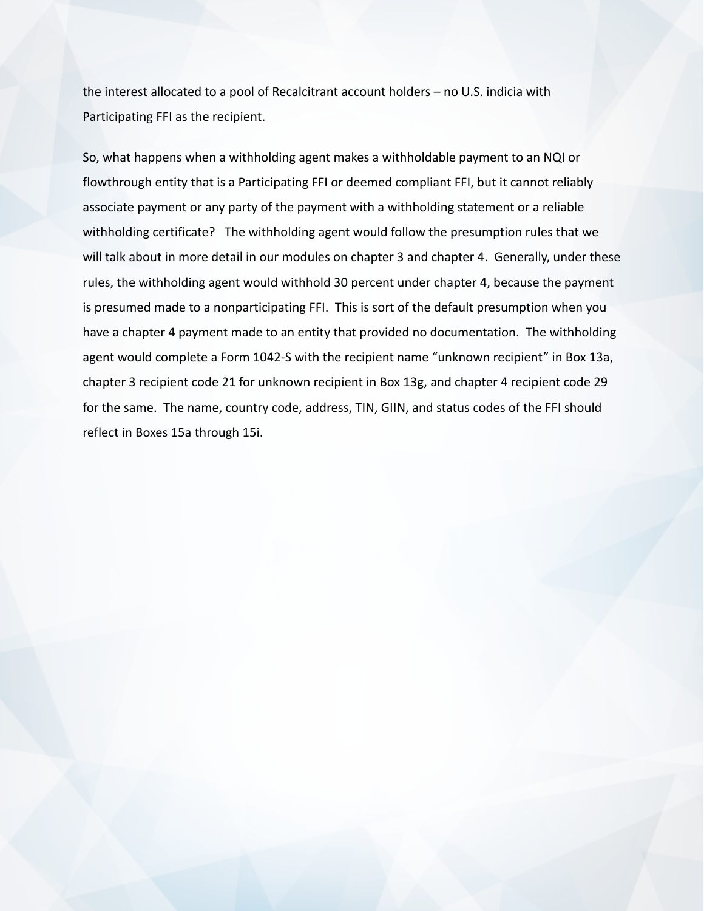the interest allocated to a pool of Recalcitrant account holders – no U.S. indicia with Participating FFI as the recipient.

So, what happens when a withholding agent makes a withholdable payment to an NQI or flowthrough entity that is a Participating FFI or deemed compliant FFI, but it cannot reliably associate payment or any party of the payment with a withholding statement or a reliable withholding certificate? The withholding agent would follow the presumption rules that we will talk about in more detail in our modules on chapter 3 and chapter 4. Generally, under these rules, the withholding agent would withhold 30 percent under chapter 4, because the payment is presumed made to a nonparticipating FFI. This is sort of the default presumption when you have a chapter 4 payment made to an entity that provided no documentation. The withholding agent would complete a Form 1042-S with the recipient name "unknown recipient" in Box 13a, chapter 3 recipient code 21 for unknown recipient in Box 13g, and chapter 4 recipient code 29 for the same. The name, country code, address, TIN, GIIN, and status codes of the FFI should reflect in Boxes 15a through 15i.